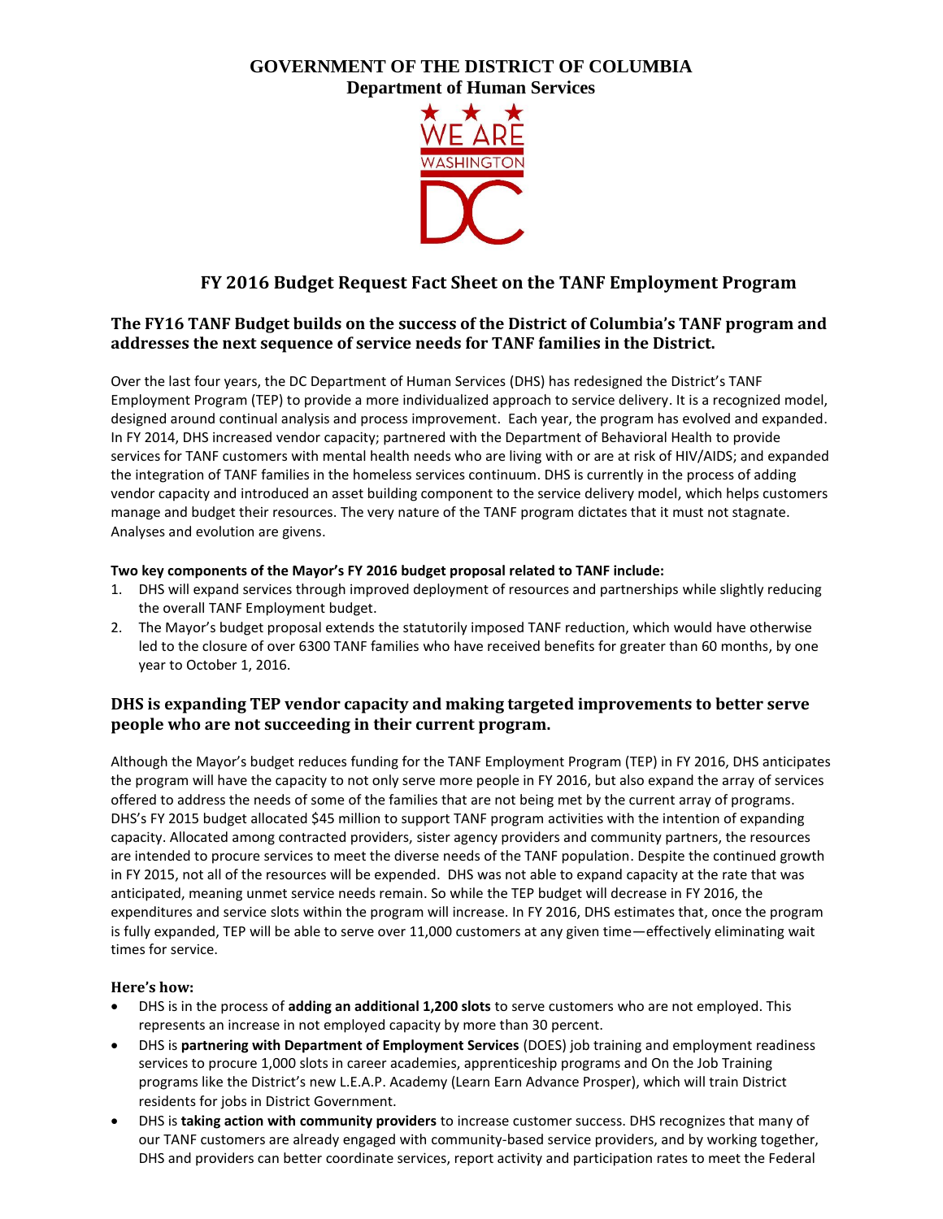# GOVERNMENT OF THE DISTRICT OF COLUMBIA
## Department of Human Services

WE ARE WASHINGTON DC

## FY 2016 Budget Request Fact Sheet on the TANF Employment Program

### The FY16 TANF Budget builds on the success of the District of Columbia's TANF program and addresses the next sequence of service needs for TANF families in the District.

Over the last four years, the DC Department of Human Services (DHS) has redesigned the District's TANF Employment Program (TEP) to provide a more individualized approach to service delivery. It is a recognized model, designed around continual analysis and process improvement. Each year, the program has evolved and expanded. In FY 2014, DHS increased vendor capacity; partnered with the Department of Behavioral Health to provide services for TANF customers with mental health needs who are living with or are at risk of HIV/AIDS; and expanded the integration of TANF families in the homeless services continuum. DHS is currently in the process of adding vendor capacity and introduced an asset building component to the service delivery model, which helps customers manage and budget their resources. The very nature of the TANF program dictates that it must not stagnate. Analyses and evolution are givens.

**Two key components of the Mayor's FY 2016 budget proposal related to TANF include:**

1. DHS will expand services through improved deployment of resources and partnerships while slightly reducing the overall TANF Employment budget.
2. The Mayor's budget proposal extends the statutorily imposed TANF reduction, which would have otherwise led to the closure of over 6300 TANF families who have received benefits for greater than 60 months, by one year to October 1, 2016.

### DHS is expanding TEP vendor capacity and making targeted improvements to better serve people who are not succeeding in their current program.

Although the Mayor's budget reduces funding for the TANF Employment Program (TEP) in FY 2016, DHS anticipates the program will have the capacity to not only serve more people in FY 2016, but also expand the array of services offered to address the needs of some of the families that are not being met by the current array of programs. DHS's FY 2015 budget allocated $45 million to support TANF program activities with the intention of expanding capacity. Allocated among contracted providers, sister agency providers and community partners, the resources are intended to procure services to meet the diverse needs of the TANF population. Despite the continued growth in FY 2015, not all of the resources will be expended. DHS was not able to expand capacity at the rate that was anticipated, meaning unmet service needs remain. So while the TEP budget will decrease in FY 2016, the expenditures and service slots within the program will increase. In FY 2016, DHS estimates that, once the program is fully expanded, TEP will be able to serve over 11,000 customers at any given time—effectively eliminating wait times for service.

#### Here's how:

- DHS is in the process of **adding an additional 1,200 slots** to serve customers who are not employed. This represents an increase in not employed capacity by more than 30 percent.
- DHS is **partnering with Department of Employment Services** (DOES) job training and employment readiness services to procure 1,000 slots in career academies, apprenticeship programs and On the Job Training programs like the District's new L.E.A.P. Academy (Learn Earn Advance Prosper), which will train District residents for jobs in District Government.
- DHS is **taking action with community providers** to increase customer success. DHS recognizes that many of our TANF customers are already engaged with community-based service providers, and by working together, DHS and providers can better coordinate services, report activity and participation rates to meet the Federal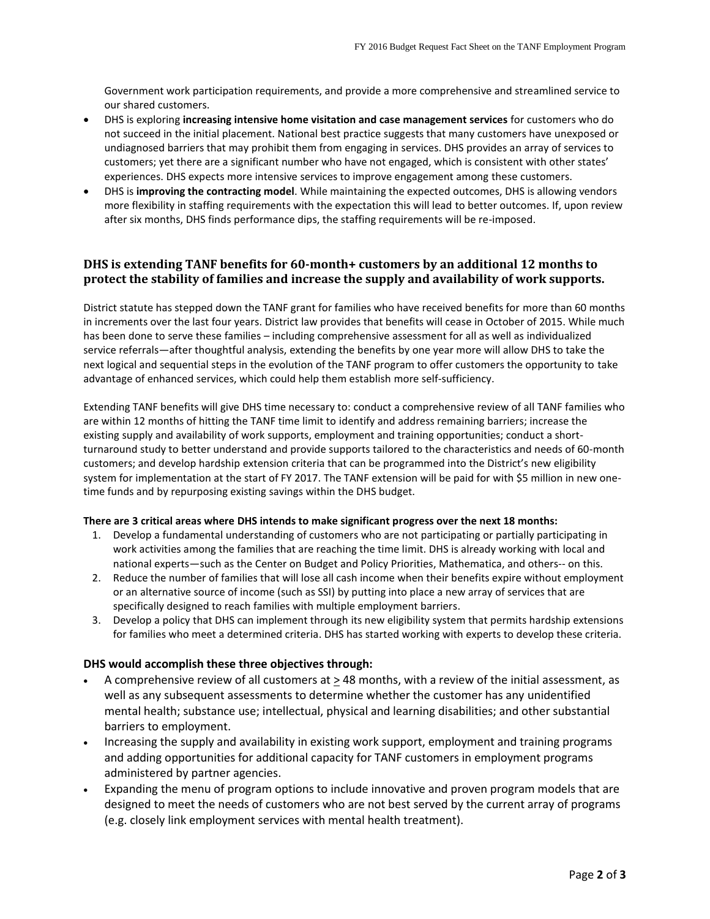Government work participation requirements, and provide a more comprehensive and streamlined service to our shared customers.

- DHS is exploring **increasing intensive home visitation and case management services** for customers who do not succeed in the initial placement. National best practice suggests that many customers have unexposed or undiagnosed barriers that may prohibit them from engaging in services. DHS provides an array of services to customers; yet there are a significant number who have not engaged, which is consistent with other states' experiences. DHS expects more intensive services to improve engagement among these customers.
- DHS is **improving the contracting model**. While maintaining the expected outcomes, DHS is allowing vendors more flexibility in staffing requirements with the expectation this will lead to better outcomes. If, upon review after six months, DHS finds performance dips, the staffing requirements will be re-imposed.

### DHS is extending TANF benefits for 60-month+ customers by an additional 12 months to protect the stability of families and increase the supply and availability of work supports.

District statute has stepped down the TANF grant for families who have received benefits for more than 60 months in increments over the last four years. District law provides that benefits will cease in October of 2015. While much has been done to serve these families – including comprehensive assessment for all as well as individualized service referrals—after thoughtful analysis, extending the benefits by one year more will allow DHS to take the next logical and sequential steps in the evolution of the TANF program to offer customers the opportunity to take advantage of enhanced services, which could help them establish more self-sufficiency.

Extending TANF benefits will give DHS time necessary to: conduct a comprehensive review of all TANF families who are within 12 months of hitting the TANF time limit to identify and address remaining barriers; increase the existing supply and availability of work supports, employment and training opportunities; conduct a short-turnaround study to better understand and provide supports tailored to the characteristics and needs of 60-month customers; and develop hardship extension criteria that can be programmed into the District's new eligibility system for implementation at the start of FY 2017. The TANF extension will be paid for with $5 million in new one-time funds and by repurposing existing savings within the DHS budget.

**There are 3 critical areas where DHS intends to make significant progress over the next 18 months:**

1. Develop a fundamental understanding of customers who are not participating or partially participating in work activities among the families that are reaching the time limit. DHS is already working with local and national experts—such as the Center on Budget and Policy Priorities, Mathematica, and others-- on this.
2. Reduce the number of families that will lose all cash income when their benefits expire without employment or an alternative source of income (such as SSI) by putting into place a new array of services that are specifically designed to reach families with multiple employment barriers.
3. Develop a policy that DHS can implement through its new eligibility system that permits hardship extensions for families who meet a determined criteria. DHS has started working with experts to develop these criteria.

**DHS would accomplish these three objectives through:**

- A comprehensive review of all customers at ≥ 48 months, with a review of the initial assessment, as well as any subsequent assessments to determine whether the customer has any unidentified mental health; substance use; intellectual, physical and learning disabilities; and other substantial barriers to employment.
- Increasing the supply and availability in existing work support, employment and training programs and adding opportunities for additional capacity for TANF customers in employment programs administered by partner agencies.
- Expanding the menu of program options to include innovative and proven program models that are designed to meet the needs of customers who are not best served by the current array of programs (e.g. closely link employment services with mental health treatment).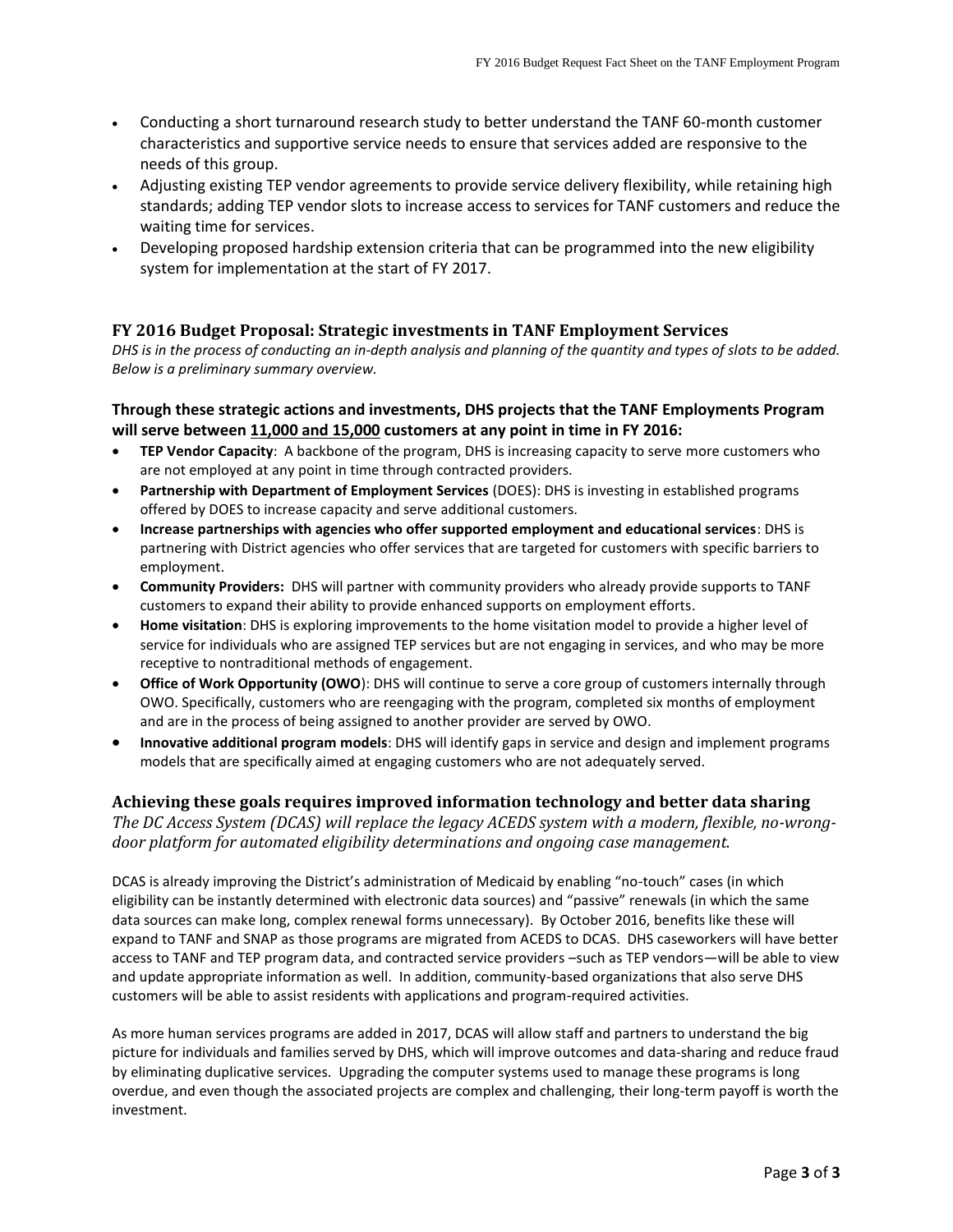- Conducting a short turnaround research study to better understand the TANF 60-month customer characteristics and supportive service needs to ensure that services added are responsive to the needs of this group.
- Adjusting existing TEP vendor agreements to provide service delivery flexibility, while retaining high standards; adding TEP vendor slots to increase access to services for TANF customers and reduce the waiting time for services.
- Developing proposed hardship extension criteria that can be programmed into the new eligibility system for implementation at the start of FY 2017.

## FY 2016 Budget Proposal: Strategic investments in TANF Employment Services

*DHS is in the process of conducting an in-depth analysis and planning of the quantity and types of slots to be added. Below is a preliminary summary overview.*

**Through these strategic actions and investments, DHS projects that the TANF Employments Program will serve between 11,000 and 15,000 customers at any point in time in FY 2016:**

- **TEP Vendor Capacity**: A backbone of the program, DHS is increasing capacity to serve more customers who are not employed at any point in time through contracted providers.
- **Partnership with Department of Employment Services** (DOES): DHS is investing in established programs offered by DOES to increase capacity and serve additional customers.
- **Increase partnerships with agencies who offer supported employment and educational services**: DHS is partnering with District agencies who offer services that are targeted for customers with specific barriers to employment.
- **Community Providers:** DHS will partner with community providers who already provide supports to TANF customers to expand their ability to provide enhanced supports on employment efforts.
- **Home visitation**: DHS is exploring improvements to the home visitation model to provide a higher level of service for individuals who are assigned TEP services but are not engaging in services, and who may be more receptive to nontraditional methods of engagement.
- **Office of Work Opportunity (OWO**): DHS will continue to serve a core group of customers internally through OWO. Specifically, customers who are reengaging with the program, completed six months of employment and are in the process of being assigned to another provider are served by OWO.
- **Innovative additional program models**: DHS will identify gaps in service and design and implement programs models that are specifically aimed at engaging customers who are not adequately served.

## Achieving these goals requires improved information technology and better data sharing

*The DC Access System (DCAS) will replace the legacy ACEDS system with a modern, flexible, no-wrong-door platform for automated eligibility determinations and ongoing case management.*

DCAS is already improving the District's administration of Medicaid by enabling "no-touch" cases (in which eligibility can be instantly determined with electronic data sources) and "passive" renewals (in which the same data sources can make long, complex renewal forms unnecessary). By October 2016, benefits like these will expand to TANF and SNAP as those programs are migrated from ACEDS to DCAS. DHS caseworkers will have better access to TANF and TEP program data, and contracted service providers –such as TEP vendors—will be able to view and update appropriate information as well. In addition, community-based organizations that also serve DHS customers will be able to assist residents with applications and program-required activities.

As more human services programs are added in 2017, DCAS will allow staff and partners to understand the big picture for individuals and families served by DHS, which will improve outcomes and data-sharing and reduce fraud by eliminating duplicative services. Upgrading the computer systems used to manage these programs is long overdue, and even though the associated projects are complex and challenging, their long-term payoff is worth the investment.